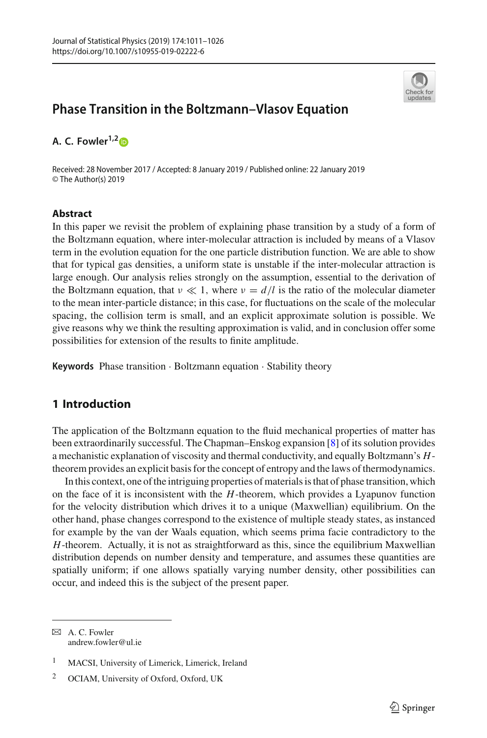# Phase Transition in the Boltzmann–Vlasov Equation

**A. C. Fowler**[1,2]

Received: 28 November 2017 / Accepted: 8 January 2019 / Published online: 22 January 2019
© The Author(s) 2019

## Abstract

In this paper we revisit the problem of explaining phase transition by a study of a form of the Boltzmann equation, where inter-molecular attraction is included by means of a Vlasov term in the evolution equation for the one particle distribution function. We are able to show that for typical gas densities, a uniform state is unstable if the inter-molecular attraction is large enough. Our analysis relies strongly on the assumption, essential to the derivation of the Boltzmann equation, that $\nu \ll 1$, where $\nu = d/l$ is the ratio of the molecular diameter to the mean inter-particle distance; in this case, for fluctuations on the scale of the molecular spacing, the collision term is small, and an explicit approximate solution is possible. We give reasons why we think the resulting approximation is valid, and in conclusion offer some possibilities for extension of the results to finite amplitude.

**Keywords** Phase transition · Boltzmann equation · Stability theory

## 1 Introduction

The application of the Boltzmann equation to the fluid mechanical properties of matter has been extraordinarily successful. The Chapman–Enskog expansion [8] of its solution provides a mechanistic explanation of viscosity and thermal conductivity, and equally Boltzmann's $H$-theorem provides an explicit basis for the concept of entropy and the laws of thermodynamics.

In this context, one of the intriguing properties of materials is that of phase transition, which on the face of it is inconsistent with the $H$-theorem, which provides a Lyapunov function for the velocity distribution which drives it to a unique (Maxwellian) equilibrium. On the other hand, phase changes correspond to the existence of multiple steady states, as instanced for example by the van der Waals equation, which seems prima facie contradictory to the $H$-theorem. Actually, it is not as straightforward as this, since the equilibrium Maxwellian distribution depends on number density and temperature, and assumes these quantities are spatially uniform; if one allows spatially varying number density, other possibilities can occur, and indeed this is the subject of the present paper.

---

✉ A. C. Fowler
andrew.fowler@ul.ie

1 MACSI, University of Limerick, Limerick, Ireland

2 OCIAM, University of Oxford, Oxford, UK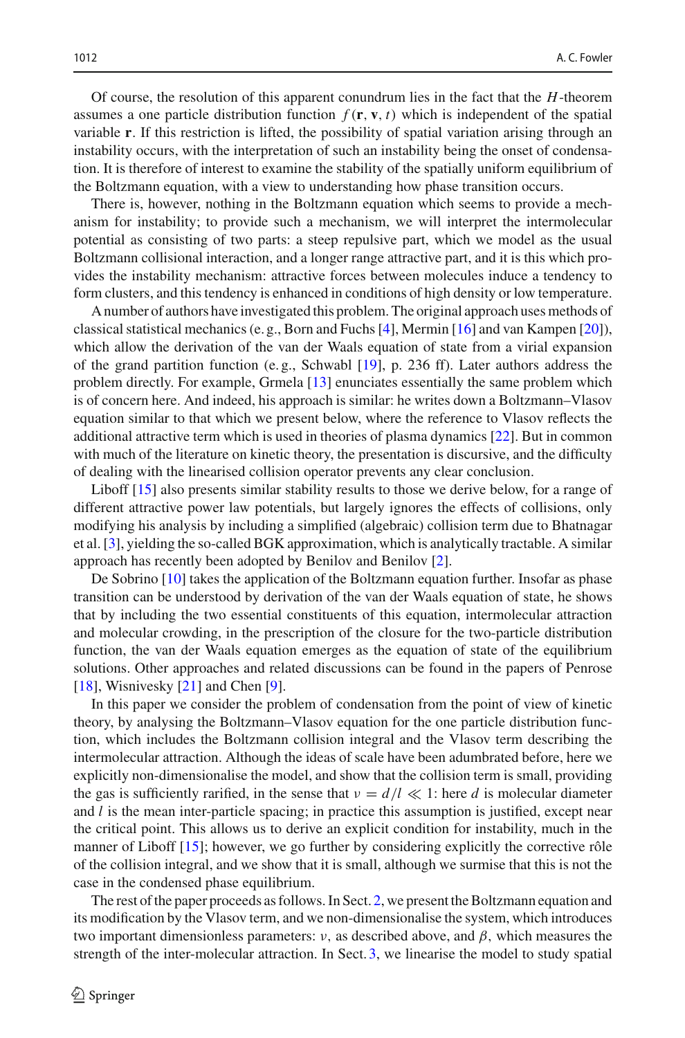Of course, the resolution of this apparent conundrum lies in the fact that the $H$-theorem assumes a one particle distribution function $f(\mathbf{r}, \mathbf{v}, t)$ which is independent of the spatial variable $\mathbf{r}$. If this restriction is lifted, the possibility of spatial variation arising through an instability occurs, with the interpretation of such an instability being the onset of condensation. It is therefore of interest to examine the stability of the spatially uniform equilibrium of the Boltzmann equation, with a view to understanding how phase transition occurs.

There is, however, nothing in the Boltzmann equation which seems to provide a mechanism for instability; to provide such a mechanism, we will interpret the intermolecular potential as consisting of two parts: a steep repulsive part, which we model as the usual Boltzmann collisional interaction, and a longer range attractive part, and it is this which provides the instability mechanism: attractive forces between molecules induce a tendency to form clusters, and this tendency is enhanced in conditions of high density or low temperature.

A number of authors have investigated this problem. The original approach uses methods of classical statistical mechanics (e. g., Born and Fuchs [4], Mermin [16] and van Kampen [20]), which allow the derivation of the van der Waals equation of state from a virial expansion of the grand partition function (e. g., Schwabl [19], p. 236 ff). Later authors address the problem directly. For example, Grmela [13] enunciates essentially the same problem which is of concern here. And indeed, his approach is similar: he writes down a Boltzmann–Vlasov equation similar to that which we present below, where the reference to Vlasov reflects the additional attractive term which is used in theories of plasma dynamics [22]. But in common with much of the literature on kinetic theory, the presentation is discursive, and the difficulty of dealing with the linearised collision operator prevents any clear conclusion.

Liboff [15] also presents similar stability results to those we derive below, for a range of different attractive power law potentials, but largely ignores the effects of collisions, only modifying his analysis by including a simplified (algebraic) collision term due to Bhatnagar et al. [3], yielding the so-called BGK approximation, which is analytically tractable. A similar approach has recently been adopted by Benilov and Benilov [2].

De Sobrino [10] takes the application of the Boltzmann equation further. Insofar as phase transition can be understood by derivation of the van der Waals equation of state, he shows that by including the two essential constituents of this equation, intermolecular attraction and molecular crowding, in the prescription of the closure for the two-particle distribution function, the van der Waals equation emerges as the equation of state of the equilibrium solutions. Other approaches and related discussions can be found in the papers of Penrose [18], Wisnivesky [21] and Chen [9].

In this paper we consider the problem of condensation from the point of view of kinetic theory, by analysing the Boltzmann–Vlasov equation for the one particle distribution function, which includes the Boltzmann collision integral and the Vlasov term describing the intermolecular attraction. Although the ideas of scale have been adumbrated before, here we explicitly non-dimensionalise the model, and show that the collision term is small, providing the gas is sufficiently rarified, in the sense that $\nu = d/l \ll 1$: here $d$ is molecular diameter and $l$ is the mean inter-particle spacing; in practice this assumption is justified, except near the critical point. This allows us to derive an explicit condition for instability, much in the manner of Liboff [15]; however, we go further by considering explicitly the corrective rôle of the collision integral, and we show that it is small, although we surmise that this is not the case in the condensed phase equilibrium.

The rest of the paper proceeds as follows. In Sect. 2, we present the Boltzmann equation and its modification by the Vlasov term, and we non-dimensionalise the system, which introduces two important dimensionless parameters: $\nu$, as described above, and $\beta$, which measures the strength of the inter-molecular attraction. In Sect. 3, we linearise the model to study spatial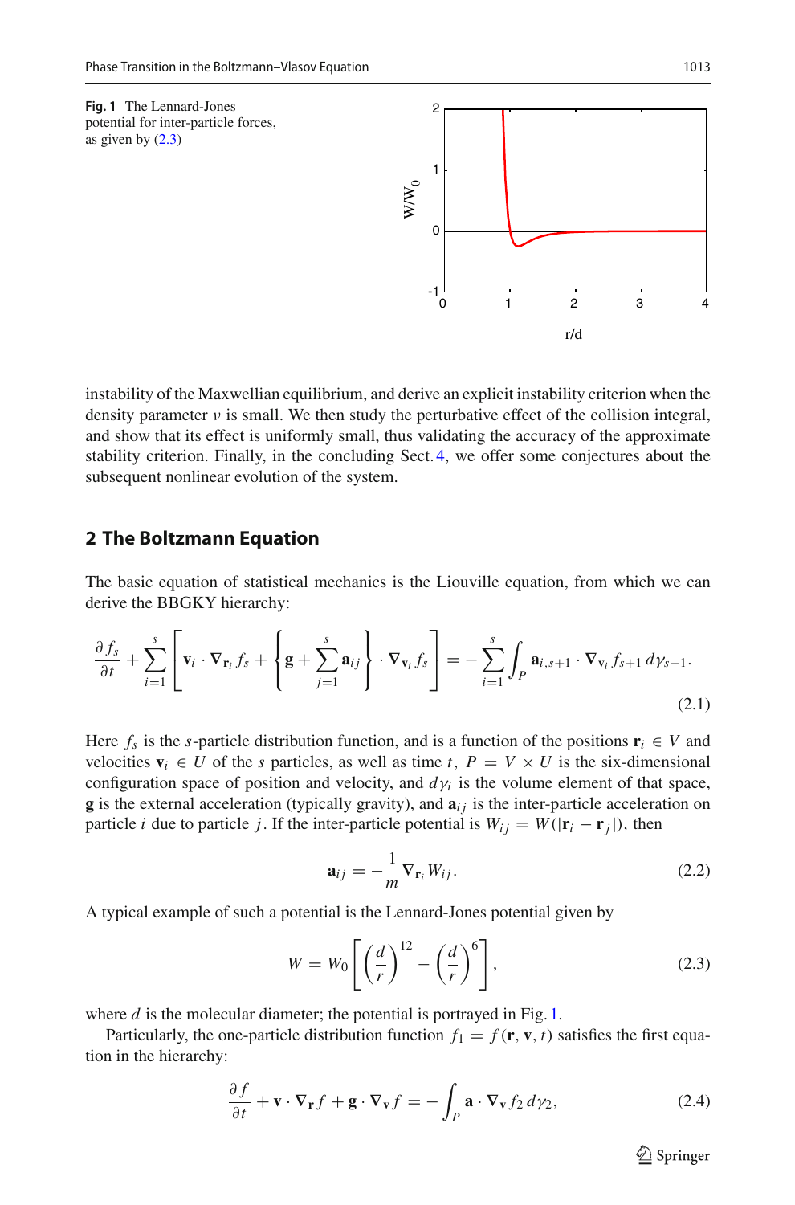**Fig. 1** The Lennard-Jones potential for inter-particle forces, as given by (2.3)

instability of the Maxwellian equilibrium, and derive an explicit instability criterion when the density parameter $\nu$ is small. We then study the perturbative effect of the collision integral, and show that its effect is uniformly small, thus validating the accuracy of the approximate stability criterion. Finally, in the concluding Sect. 4, we offer some conjectures about the subsequent nonlinear evolution of the system.

## 2 The Boltzmann Equation

The basic equation of statistical mechanics is the Liouville equation, from which we can derive the BBGKY hierarchy:

$$\frac{\partial f_s}{\partial t} + \sum_{i=1}^{s} \left[ \mathbf{v}_i \cdot \nabla_{\mathbf{r}_i} f_s + \left\{ \mathbf{g} + \sum_{j=1}^{s} \mathbf{a}_{ij} \right\} \cdot \nabla_{\mathbf{v}_i} f_s \right] = -\sum_{i=1}^{s} \int_P \mathbf{a}_{i,s+1} \cdot \nabla_{\mathbf{v}_i} f_{s+1} \, d\gamma_{s+1}. \tag{2.1}$$

Here $f_s$ is the $s$-particle distribution function, and is a function of the positions $\mathbf{r}_i \in V$ and velocities $\mathbf{v}_i \in U$ of the $s$ particles, as well as time $t$, $P = V \times U$ is the six-dimensional configuration space of position and velocity, and $d\gamma_i$ is the volume element of that space, $\mathbf{g}$ is the external acceleration (typically gravity), and $\mathbf{a}_{ij}$ is the inter-particle acceleration on particle $i$ due to particle $j$. If the inter-particle potential is $W_{ij} = W(|\mathbf{r}_i - \mathbf{r}_j|)$, then

$$\mathbf{a}_{ij} = -\frac{1}{m} \nabla_{\mathbf{r}_i} W_{ij}. \tag{2.2}$$

A typical example of such a potential is the Lennard-Jones potential given by

$$W = W_0 \left[ \left( \frac{d}{r} \right)^{12} - \left( \frac{d}{r} \right)^{6} \right], \tag{2.3}$$

where $d$ is the molecular diameter; the potential is portrayed in Fig. 1.

Particularly, the one-particle distribution function $f_1 = f(\mathbf{r}, \mathbf{v}, t)$ satisfies the first equation in the hierarchy:

$$\frac{\partial f}{\partial t} + \mathbf{v} \cdot \nabla_{\mathbf{r}} f + \mathbf{g} \cdot \nabla_{\mathbf{v}} f = -\int_P \mathbf{a} \cdot \nabla_{\mathbf{v}} f_2 \, d\gamma_2, \tag{2.4}$$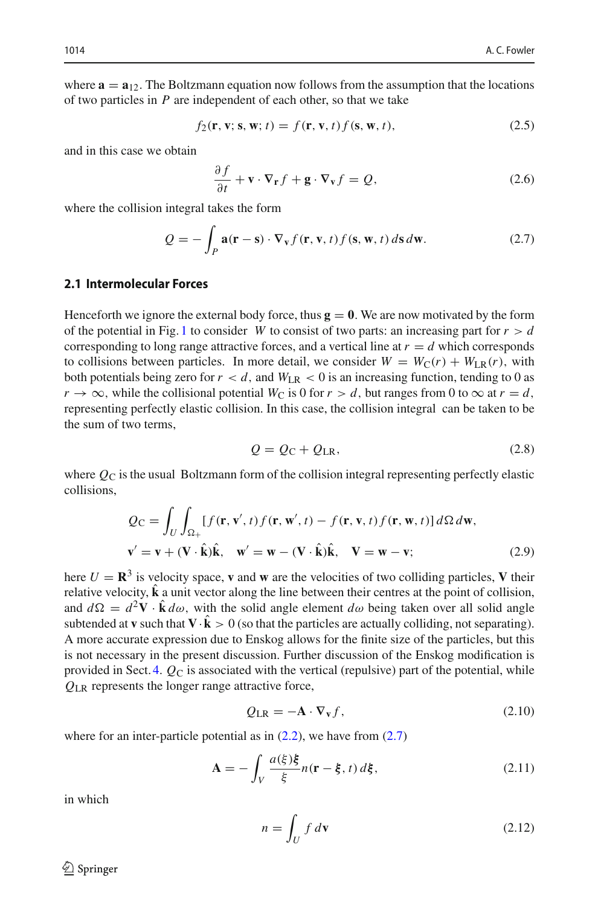where $\mathbf{a} = \mathbf{a}_{12}$. The Boltzmann equation now follows from the assumption that the locations of two particles in $P$ are independent of each other, so that we take

$$f_2(\mathbf{r}, \mathbf{v}; \mathbf{s}, \mathbf{w}; t) = f(\mathbf{r}, \mathbf{v}, t) f(\mathbf{s}, \mathbf{w}, t), \tag{2.5}$$

and in this case we obtain

$$\frac{\partial f}{\partial t} + \mathbf{v} \cdot \nabla_{\mathbf{r}} f + \mathbf{g} \cdot \nabla_{\mathbf{v}} f = Q, \tag{2.6}$$

where the collision integral takes the form

$$Q = -\int_P \mathbf{a}(\mathbf{r} - \mathbf{s}) \cdot \nabla_{\mathbf{v}} f(\mathbf{r}, \mathbf{v}, t) f(\mathbf{s}, \mathbf{w}, t)\, d\mathbf{s}\, d\mathbf{w}. \tag{2.7}$$

### 2.1 Intermolecular Forces

Henceforth we ignore the external body force, thus $\mathbf{g} = \mathbf{0}$. We are now motivated by the form of the potential in Fig. 1 to consider $W$ to consist of two parts: an increasing part for $r > d$ corresponding to long range attractive forces, and a vertical line at $r = d$ which corresponds to collisions between particles. In more detail, we consider $W = W_{\mathrm{C}}(r) + W_{\mathrm{LR}}(r)$, with both potentials being zero for $r < d$, and $W_{\mathrm{LR}} < 0$ is an increasing function, tending to 0 as $r \to \infty$, while the collisional potential $W_{\mathrm{C}}$ is 0 for $r > d$, but ranges from 0 to $\infty$ at $r = d$, representing perfectly elastic collision. In this case, the collision integral can be taken to be the sum of two terms,

$$Q = Q_{\mathrm{C}} + Q_{\mathrm{LR}}, \tag{2.8}$$

where $Q_{\mathrm{C}}$ is the usual Boltzmann form of the collision integral representing perfectly elastic collisions,

$$\begin{aligned} Q_{\mathrm{C}} &= \int_U \int_{\Omega_+} [f(\mathbf{r}, \mathbf{v}', t) f(\mathbf{r}, \mathbf{w}', t) - f(\mathbf{r}, \mathbf{v}, t) f(\mathbf{r}, \mathbf{w}, t)]\, d\Omega\, d\mathbf{w}, \\ \mathbf{v}' &= \mathbf{v} + (\mathbf{V} \cdot \hat{\mathbf{k}})\hat{\mathbf{k}}, \quad \mathbf{w}' = \mathbf{w} - (\mathbf{V} \cdot \hat{\mathbf{k}})\hat{\mathbf{k}}, \quad \mathbf{V} = \mathbf{w} - \mathbf{v}; \end{aligned} \tag{2.9}$$

here $U = \mathbf{R}^3$ is velocity space, $\mathbf{v}$ and $\mathbf{w}$ are the velocities of two colliding particles, $\mathbf{V}$ their relative velocity, $\hat{\mathbf{k}}$ a unit vector along the line between their centres at the point of collision, and $d\Omega = d^2 \mathbf{V} \cdot \hat{\mathbf{k}}\, d\omega$, with the solid angle element $d\omega$ being taken over all solid angle subtended at $\mathbf{v}$ such that $\mathbf{V} \cdot \hat{\mathbf{k}} > 0$ (so that the particles are actually colliding, not separating). A more accurate expression due to Enskog allows for the finite size of the particles, but this is not necessary in the present discussion. Further discussion of the Enskog modification is provided in Sect. 4. $Q_{\mathrm{C}}$ is associated with the vertical (repulsive) part of the potential, while $Q_{\mathrm{LR}}$ represents the longer range attractive force,

$$Q_{\mathrm{LR}} = -\mathbf{A} \cdot \nabla_{\mathbf{v}} f, \tag{2.10}$$

where for an inter-particle potential as in (2.2), we have from (2.7)

$$\mathbf{A} = -\int_V \frac{a(\xi)\boldsymbol{\xi}}{\xi} n(\mathbf{r} - \boldsymbol{\xi}, t)\, d\boldsymbol{\xi}, \tag{2.11}$$

in which

$$n = \int_U f\, d\mathbf{v} \tag{2.12}$$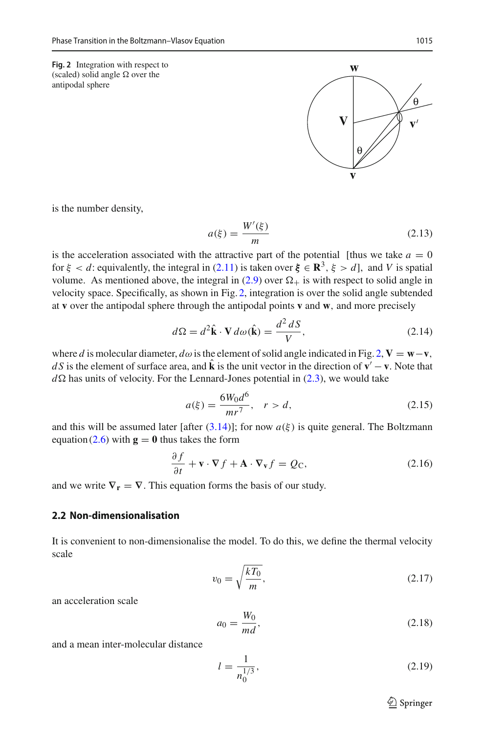**Fig. 2** Integration with respect to (scaled) solid angle $\Omega$ over the antipodal sphere

is the number density,

$$a(\xi) = \frac{W'(\xi)}{m} \tag{2.13}$$

is the acceleration associated with the attractive part of the potential [thus we take $a = 0$ for $\xi < d$: equivalently, the integral in (2.11) is taken over $\boldsymbol{\xi} \in \mathbf{R}^3$, $\xi > d$], and $V$ is spatial volume. As mentioned above, the integral in (2.9) over $\Omega_+$ is with respect to solid angle in velocity space. Specifically, as shown in Fig. 2, integration is over the solid angle subtended at $\mathbf{v}$ over the antipodal sphere through the antipodal points $\mathbf{v}$ and $\mathbf{w}$, and more precisely

$$d\Omega = d^2\hat{\mathbf{k}} \cdot \mathbf{V}\, d\omega(\hat{\mathbf{k}}) = \frac{d^2\, dS}{V}, \tag{2.14}$$

where $d$ is molecular diameter, $d\omega$ is the element of solid angle indicated in Fig. 2, $\mathbf{V} = \mathbf{w} - \mathbf{v}$, $dS$ is the element of surface area, and $\hat{\mathbf{k}}$ is the unit vector in the direction of $\mathbf{v}' - \mathbf{v}$. Note that $d\Omega$ has units of velocity. For the Lennard-Jones potential in (2.3), we would take

$$a(\xi) = \frac{6W_0 d^6}{mr^7}, \quad r > d, \tag{2.15}$$

and this will be assumed later [after (3.14)]; for now $a(\xi)$ is quite general. The Boltzmann equation (2.6) with $\mathbf{g} = \mathbf{0}$ thus takes the form

$$\frac{\partial f}{\partial t} + \mathbf{v} \cdot \boldsymbol{\nabla} f + \mathbf{A} \cdot \boldsymbol{\nabla}_{\mathbf{v}} f = Q_C, \tag{2.16}$$

and we write $\boldsymbol{\nabla}_{\mathbf{r}} = \boldsymbol{\nabla}$. This equation forms the basis of our study.

### 2.2 Non-dimensionalisation

It is convenient to non-dimensionalise the model. To do this, we define the thermal velocity scale

$$v_0 = \sqrt{\frac{kT_0}{m}}, \tag{2.17}$$

an acceleration scale

$$a_0 = \frac{W_0}{md}, \tag{2.18}$$

and a mean inter-molecular distance

$$l = \frac{1}{n_0^{1/3}}, \tag{2.19}$$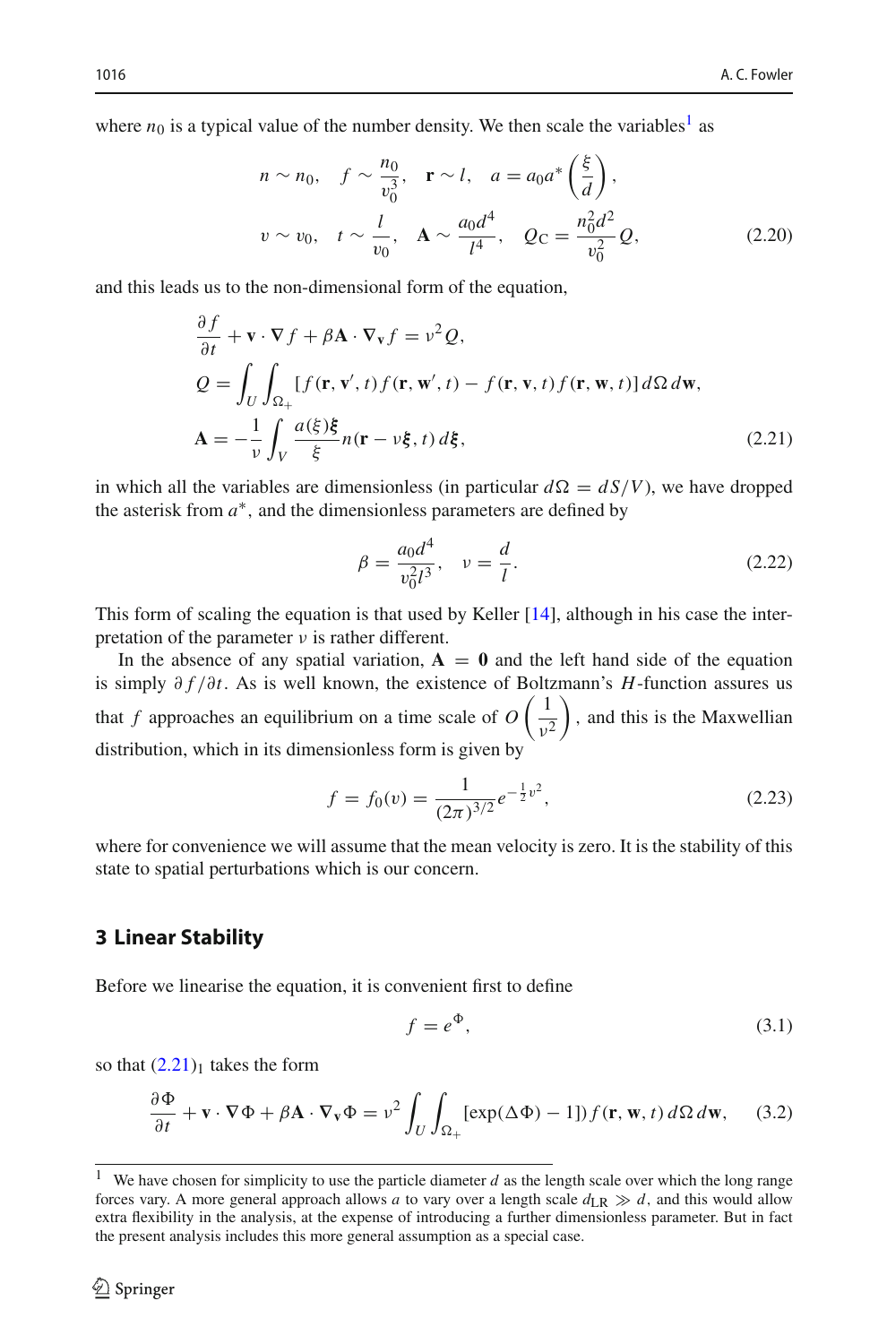where $n_0$ is a typical value of the number density. We then scale the variables[1] as

$$
\begin{aligned}
&n \sim n_0, \quad f \sim \frac{n_0}{v_0^3}, \quad \mathbf{r} \sim l, \quad a = a_0 a^* \left(\frac{\xi}{d}\right), \\
&v \sim v_0, \quad t \sim \frac{l}{v_0}, \quad \mathbf{A} \sim \frac{a_0 d^4}{l^4}, \quad Q_{\mathrm{C}} = \frac{n_0^2 d^2}{v_0^2} Q,
\end{aligned}
\tag{2.20}
$$

and this leads us to the non-dimensional form of the equation,

$$
\begin{aligned}
&\frac{\partial f}{\partial t} + \mathbf{v} \cdot \nabla f + \beta \mathbf{A} \cdot \nabla_{\mathbf{v}} f = \nu^2 Q, \\
&Q = \int_U \int_{\Omega_+} [f(\mathbf{r}, \mathbf{v}', t) f(\mathbf{r}, \mathbf{w}', t) - f(\mathbf{r}, \mathbf{v}, t) f(\mathbf{r}, \mathbf{w}, t)]\, d\Omega\, d\mathbf{w}, \\
&\mathbf{A} = -\frac{1}{\nu} \int_V \frac{a(\xi)\boldsymbol{\xi}}{\xi} n(\mathbf{r} - \nu \boldsymbol{\xi}, t)\, d\boldsymbol{\xi},
\end{aligned}
\tag{2.21}
$$

in which all the variables are dimensionless (in particular $d\Omega = dS/V$), we have dropped the asterisk from $a^*$, and the dimensionless parameters are defined by

$$
\beta = \frac{a_0 d^4}{v_0^2 l^3}, \quad \nu = \frac{d}{l}. \tag{2.22}
$$

This form of scaling the equation is that used by Keller [14], although in his case the interpretation of the parameter $\nu$ is rather different.

In the absence of any spatial variation, $\mathbf{A} = \mathbf{0}$ and the left hand side of the equation is simply $\partial f/\partial t$. As is well known, the existence of Boltzmann's $H$-function assures us that $f$ approaches an equilibrium on a time scale of $O\left(\frac{1}{\nu^2}\right)$, and this is the Maxwellian distribution, which in its dimensionless form is given by

$$
f = f_0(v) = \frac{1}{(2\pi)^{3/2}} e^{-\frac{1}{2}v^2}, \tag{2.23}
$$

where for convenience we will assume that the mean velocity is zero. It is the stability of this state to spatial perturbations which is our concern.

## 3 Linear Stability

Before we linearise the equation, it is convenient first to define

$$
f = e^{\Phi}, \tag{3.1}
$$

so that $(2.21)_1$ takes the form

$$
\frac{\partial \Phi}{\partial t} + \mathbf{v} \cdot \nabla \Phi + \beta \mathbf{A} \cdot \nabla_{\mathbf{v}} \Phi = \nu^2 \int_U \int_{\Omega_+} [\exp(\Delta\Phi) - 1])\, f(\mathbf{r}, \mathbf{w}, t)\, d\Omega\, d\mathbf{w}, \tag{3.2}
$$

[1] We have chosen for simplicity to use the particle diameter $d$ as the length scale over which the long range forces vary. A more general approach allows $a$ to vary over a length scale $d_{\mathrm{LR}} \gg d$, and this would allow extra flexibility in the analysis, at the expense of introducing a further dimensionless parameter. But in fact the present analysis includes this more general assumption as a special case.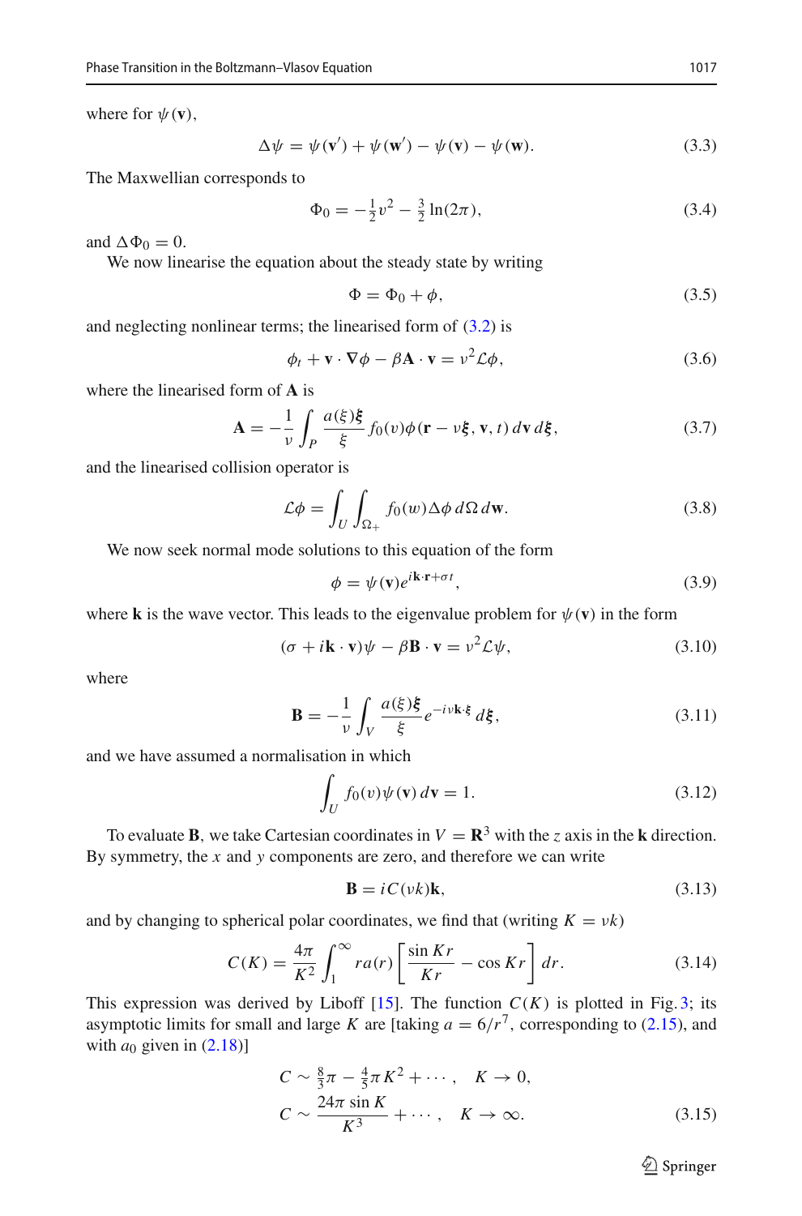where for $\psi(\mathbf{v})$,

$$\Delta\psi = \psi(\mathbf{v}') + \psi(\mathbf{w}') - \psi(\mathbf{v}) - \psi(\mathbf{w}). \tag{3.3}$$

The Maxwellian corresponds to

$$\Phi_0 = -\tfrac{1}{2}v^2 - \tfrac{3}{2}\ln(2\pi), \tag{3.4}$$

and $\Delta\Phi_0 = 0$.

We now linearise the equation about the steady state by writing

$$\Phi = \Phi_0 + \phi, \tag{3.5}$$

and neglecting nonlinear terms; the linearised form of (3.2) is

$$\phi_t + \mathbf{v}\cdot\nabla\phi - \beta\mathbf{A}\cdot\mathbf{v} = \nu^2\mathcal{L}\phi, \tag{3.6}$$

where the linearised form of $\mathbf{A}$ is

$$\mathbf{A} = -\frac{1}{\nu}\int_P \frac{a(\xi)\boldsymbol{\xi}}{\xi} f_0(v)\phi(\mathbf{r}-\nu\boldsymbol{\xi}, \mathbf{v}, t)\, d\mathbf{v}\, d\boldsymbol{\xi}, \tag{3.7}$$

and the linearised collision operator is

$$\mathcal{L}\phi = \int_U \int_{\Omega_+} f_0(w)\Delta\phi\, d\Omega\, d\mathbf{w}. \tag{3.8}$$

We now seek normal mode solutions to this equation of the form

$$\phi = \psi(\mathbf{v})e^{i\mathbf{k}\cdot\mathbf{r}+\sigma t}, \tag{3.9}$$

where $\mathbf{k}$ is the wave vector. This leads to the eigenvalue problem for $\psi(\mathbf{v})$ in the form

$$(\sigma + i\mathbf{k}\cdot\mathbf{v})\psi - \beta\mathbf{B}\cdot\mathbf{v} = \nu^2\mathcal{L}\psi, \tag{3.10}$$

where

$$\mathbf{B} = -\frac{1}{\nu}\int_V \frac{a(\xi)\boldsymbol{\xi}}{\xi} e^{-i\nu\mathbf{k}\cdot\boldsymbol{\xi}}\, d\boldsymbol{\xi}, \tag{3.11}$$

and we have assumed a normalisation in which

$$\int_U f_0(v)\psi(\mathbf{v})\, d\mathbf{v} = 1. \tag{3.12}$$

To evaluate $\mathbf{B}$, we take Cartesian coordinates in $V = \mathbf{R}^3$ with the $z$ axis in the $\mathbf{k}$ direction. By symmetry, the $x$ and $y$ components are zero, and therefore we can write

$$\mathbf{B} = iC(\nu k)\mathbf{k}, \tag{3.13}$$

and by changing to spherical polar coordinates, we find that (writing $K = \nu k$)

$$C(K) = \frac{4\pi}{K^2}\int_1^\infty r a(r)\left[\frac{\sin Kr}{Kr} - \cos Kr\right] dr. \tag{3.14}$$

This expression was derived by Liboff [15]. The function $C(K)$ is plotted in Fig. 3; its asymptotic limits for small and large $K$ are [taking $a = 6/r^7$, corresponding to (2.15), and with $a_0$ given in (2.18)]

$$C \sim \tfrac{8}{3}\pi - \tfrac{4}{5}\pi K^2 + \cdots, \quad K \to 0,$$
$$C \sim \frac{24\pi\sin K}{K^3} + \cdots, \quad K \to \infty. \tag{3.15}$$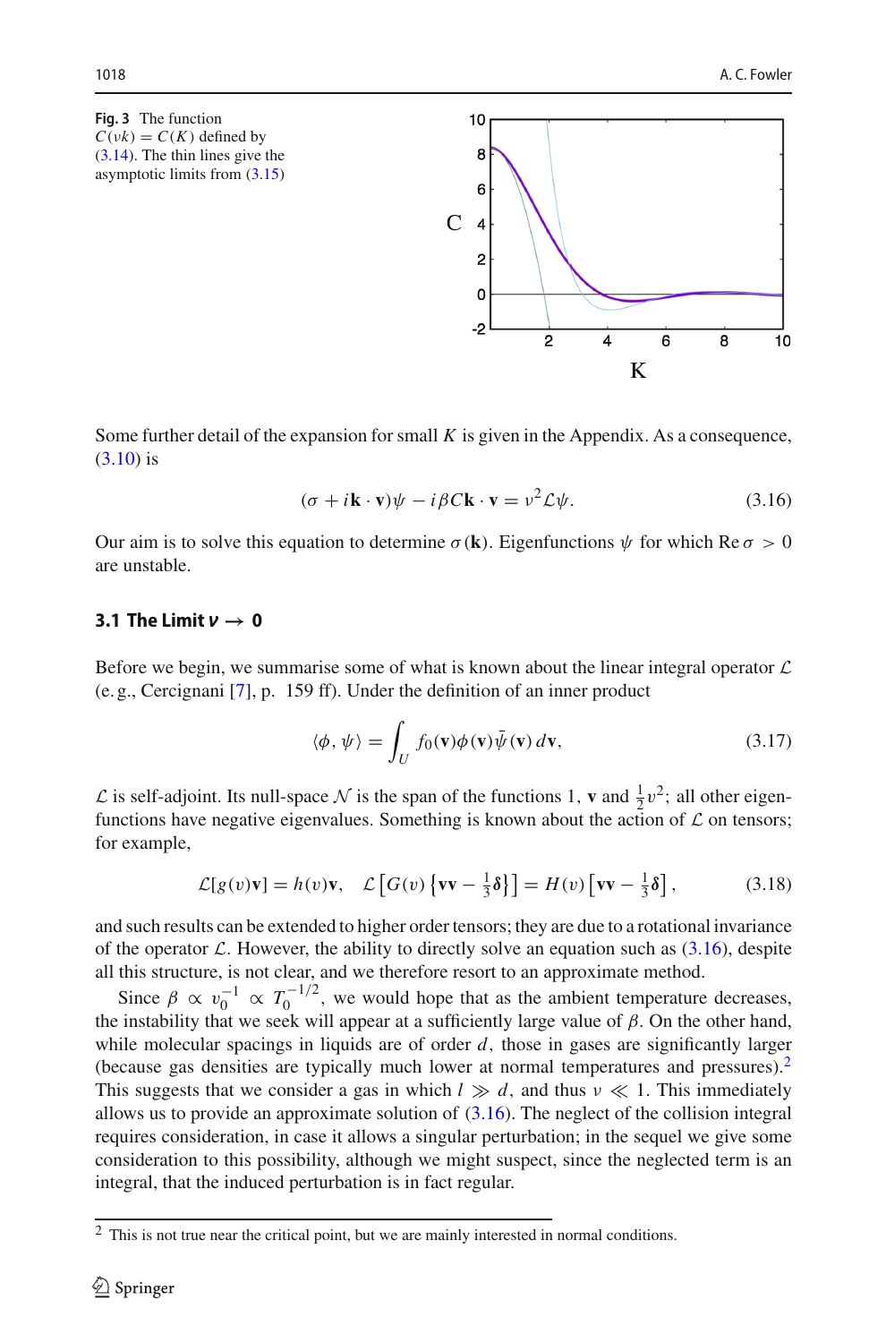**Fig. 3** The function $C(\nu k) = C(K)$ defined by (3.14). The thin lines give the asymptotic limits from (3.15)

Some further detail of the expansion for small $K$ is given in the Appendix. As a consequence, (3.10) is

$$(\sigma + i\mathbf{k}\cdot\mathbf{v})\psi - i\beta C\mathbf{k}\cdot\mathbf{v} = \nu^2\mathcal{L}\psi. \tag{3.16}$$

Our aim is to solve this equation to determine $\sigma(\mathbf{k})$. Eigenfunctions $\psi$ for which $\operatorname{Re}\sigma > 0$ are unstable.

### 3.1 The Limit $\nu \to 0$

Before we begin, we summarise some of what is known about the linear integral operator $\mathcal{L}$ (e. g., Cercignani [7], p. 159 ff). Under the definition of an inner product

$$\langle \phi, \psi \rangle = \int_U f_0(\mathbf{v})\phi(\mathbf{v})\bar{\psi}(\mathbf{v})\, d\mathbf{v}, \tag{3.17}$$

$\mathcal{L}$ is self-adjoint. Its null-space $\mathcal{N}$ is the span of the functions 1, $\mathbf{v}$ and $\frac{1}{2}v^2$; all other eigenfunctions have negative eigenvalues. Something is known about the action of $\mathcal{L}$ on tensors; for example,

$$\mathcal{L}[g(v)\mathbf{v}] = h(v)\mathbf{v}, \quad \mathcal{L}\left[G(v)\left\{\mathbf{vv} - \tfrac{1}{3}\boldsymbol{\delta}\right\}\right] = H(v)\left[\mathbf{vv} - \tfrac{1}{3}\boldsymbol{\delta}\right], \tag{3.18}$$

and such results can be extended to higher order tensors; they are due to a rotational invariance of the operator $\mathcal{L}$. However, the ability to directly solve an equation such as (3.16), despite all this structure, is not clear, and we therefore resort to an approximate method.

Since $\beta \propto v_0^{-1} \propto T_0^{-1/2}$, we would hope that as the ambient temperature decreases, the instability that we seek will appear at a sufficiently large value of $\beta$. On the other hand, while molecular spacings in liquids are of order $d$, those in gases are significantly larger (because gas densities are typically much lower at normal temperatures and pressures).[2] This suggests that we consider a gas in which $l \gg d$, and thus $\nu \ll 1$. This immediately allows us to provide an approximate solution of (3.16). The neglect of the collision integral requires consideration, in case it allows a singular perturbation; in the sequel we give some consideration to this possibility, although we might suspect, since the neglected term is an integral, that the induced perturbation is in fact regular.

[2] This is not true near the critical point, but we are mainly interested in normal conditions.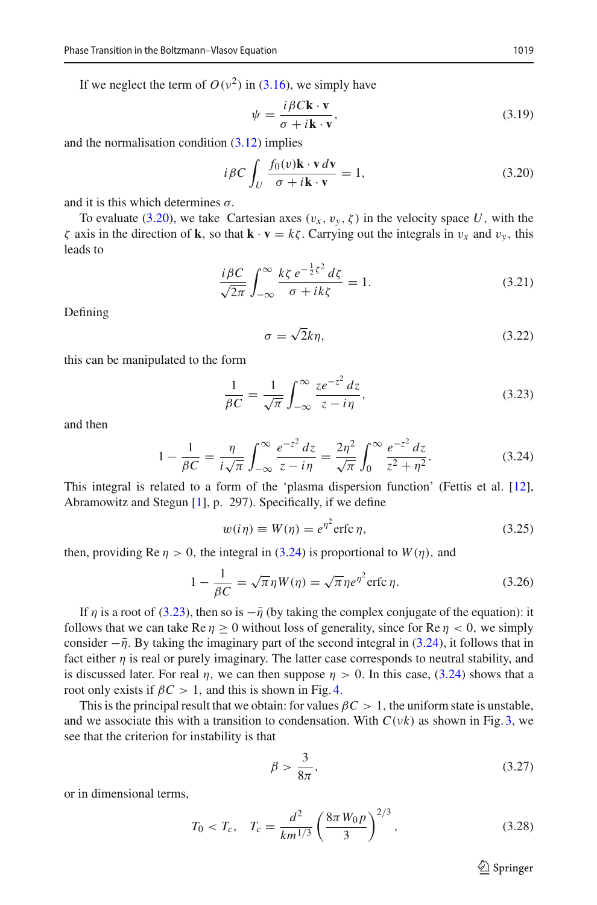If we neglect the term of $O(\nu^2)$ in (3.16), we simply have

$$\psi = \frac{i\beta C \mathbf{k}\cdot\mathbf{v}}{\sigma + i\mathbf{k}\cdot\mathbf{v}}, \tag{3.19}$$

and the normalisation condition (3.12) implies

$$i\beta C \int_U \frac{f_0(v)\mathbf{k}\cdot\mathbf{v}\,d\mathbf{v}}{\sigma + i\mathbf{k}\cdot\mathbf{v}} = 1, \tag{3.20}$$

and it is this which determines $\sigma$.

To evaluate (3.20), we take Cartesian axes $(v_x, v_y, \zeta)$ in the velocity space $U$, with the $\zeta$ axis in the direction of $\mathbf{k}$, so that $\mathbf{k}\cdot\mathbf{v} = k\zeta$. Carrying out the integrals in $v_x$ and $v_y$, this leads to

$$\frac{i\beta C}{\sqrt{2\pi}} \int_{-\infty}^{\infty} \frac{k\zeta\, e^{-\frac{1}{2}\zeta^2}\, d\zeta}{\sigma + ik\zeta} = 1. \tag{3.21}$$

Defining

$$\sigma = \sqrt{2}k\eta, \tag{3.22}$$

this can be manipulated to the form

$$\frac{1}{\beta C} = \frac{1}{\sqrt{\pi}} \int_{-\infty}^{\infty} \frac{z e^{-z^2}\, dz}{z - i\eta}, \tag{3.23}$$

and then

$$1 - \frac{1}{\beta C} = \frac{\eta}{i\sqrt{\pi}} \int_{-\infty}^{\infty} \frac{e^{-z^2}\, dz}{z - i\eta} = \frac{2\eta^2}{\sqrt{\pi}} \int_0^{\infty} \frac{e^{-z^2}\, dz}{z^2 + \eta^2}. \tag{3.24}$$

This integral is related to a form of the 'plasma dispersion function' (Fettis et al. [12], Abramowitz and Stegun [1], p. 297). Specifically, if we define

$$w(i\eta) \equiv W(\eta) = e^{\eta^2} \operatorname{erfc} \eta, \tag{3.25}$$

then, providing $\operatorname{Re}\eta > 0$, the integral in (3.24) is proportional to $W(\eta)$, and

$$1 - \frac{1}{\beta C} = \sqrt{\pi}\eta W(\eta) = \sqrt{\pi}\eta e^{\eta^2} \operatorname{erfc} \eta. \tag{3.26}$$

If $\eta$ is a root of (3.23), then so is $-\bar{\eta}$ (by taking the complex conjugate of the equation): it follows that we can take $\operatorname{Re}\eta \geq 0$ without loss of generality, since for $\operatorname{Re}\eta < 0$, we simply consider $-\bar{\eta}$. By taking the imaginary part of the second integral in (3.24), it follows that in fact either $\eta$ is real or purely imaginary. The latter case corresponds to neutral stability, and is discussed later. For real $\eta$, we can then suppose $\eta > 0$. In this case, (3.24) shows that a root only exists if $\beta C > 1$, and this is shown in Fig. 4.

This is the principal result that we obtain: for values $\beta C > 1$, the uniform state is unstable, and we associate this with a transition to condensation. With $C(\nu k)$ as shown in Fig. 3, we see that the criterion for instability is that

$$\beta > \frac{3}{8\pi}, \tag{3.27}$$

or in dimensional terms,

$$T_0 < T_c, \quad T_c = \frac{d^2}{km^{1/3}} \left( \frac{8\pi W_0 p}{3} \right)^{2/3}, \tag{3.28}$$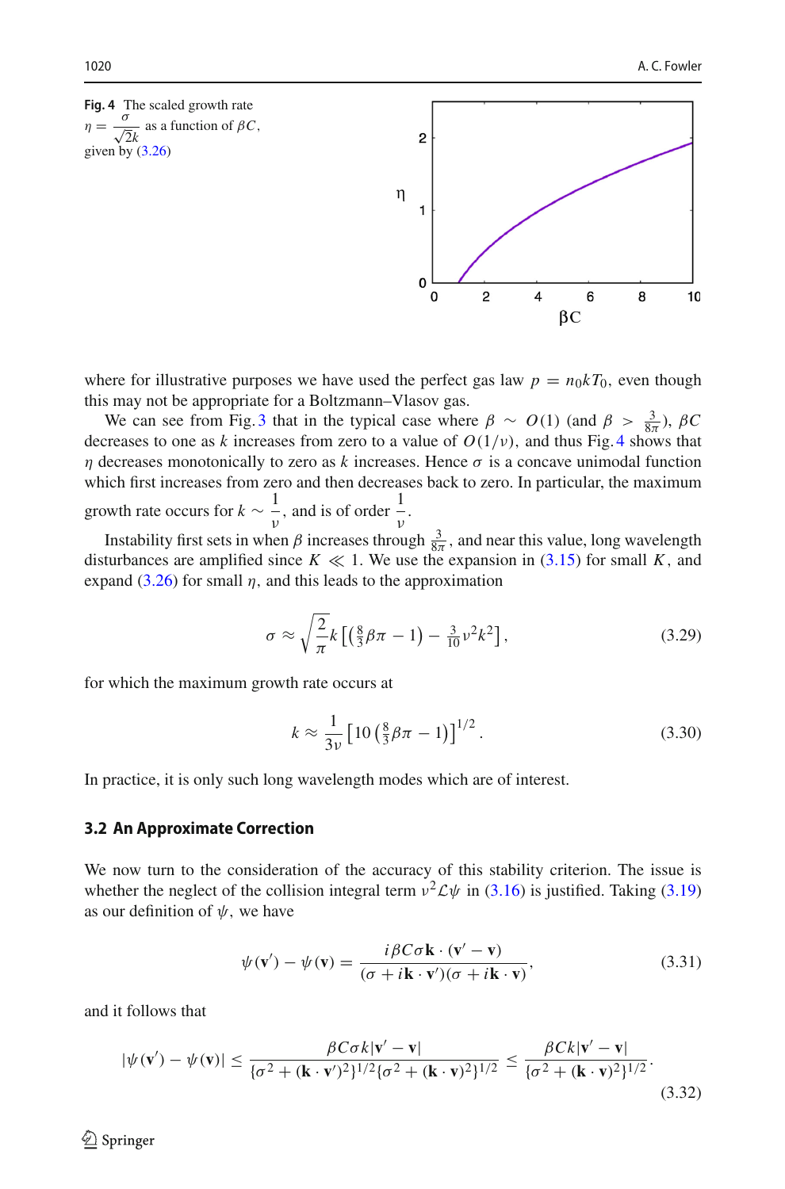**Fig. 4** The scaled growth rate $\eta = \frac{\sigma}{\sqrt{2}k}$ as a function of $\beta C$, given by (3.26)

where for illustrative purposes we have used the perfect gas law $p = n_0 k T_0$, even though this may not be appropriate for a Boltzmann–Vlasov gas.

We can see from Fig. 3 that in the typical case where $\beta \sim O(1)$ (and $\beta > \frac{3}{8\pi}$), $\beta C$ decreases to one as $k$ increases from zero to a value of $O(1/\nu)$, and thus Fig. 4 shows that $\eta$ decreases monotonically to zero as $k$ increases. Hence $\sigma$ is a concave unimodal function which first increases from zero and then decreases back to zero. In particular, the maximum growth rate occurs for $k \sim \frac{1}{\nu}$, and is of order $\frac{1}{\nu}$.

Instability first sets in when $\beta$ increases through $\frac{3}{8\pi}$, and near this value, long wavelength disturbances are amplified since $K \ll 1$. We use the expansion in (3.15) for small $K$, and expand (3.26) for small $\eta$, and this leads to the approximation

$$\sigma \approx \sqrt{\frac{2}{\pi}} k \left[ \left( \tfrac{8}{3} \beta \pi - 1 \right) - \tfrac{3}{10} \nu^2 k^2 \right], \tag{3.29}$$

for which the maximum growth rate occurs at

$$k \approx \frac{1}{3\nu} \left[ 10 \left( \tfrac{8}{3} \beta \pi - 1 \right) \right]^{1/2}. \tag{3.30}$$

In practice, it is only such long wavelength modes which are of interest.

### 3.2 An Approximate Correction

We now turn to the consideration of the accuracy of this stability criterion. The issue is whether the neglect of the collision integral term $\nu^2 \mathcal{L} \psi$ in (3.16) is justified. Taking (3.19) as our definition of $\psi$, we have

$$\psi(\mathbf{v}') - \psi(\mathbf{v}) = \frac{i \beta C \sigma \mathbf{k} \cdot (\mathbf{v}' - \mathbf{v})}{(\sigma + i \mathbf{k} \cdot \mathbf{v}')(\sigma + i \mathbf{k} \cdot \mathbf{v})}, \tag{3.31}$$

and it follows that

$$|\psi(\mathbf{v}') - \psi(\mathbf{v})| \leq \frac{\beta C \sigma k |\mathbf{v}' - \mathbf{v}|}{\{\sigma^2 + (\mathbf{k} \cdot \mathbf{v}')^2\}^{1/2} \{\sigma^2 + (\mathbf{k} \cdot \mathbf{v})^2\}^{1/2}} \leq \frac{\beta C k |\mathbf{v}' - \mathbf{v}|}{\{\sigma^2 + (\mathbf{k} \cdot \mathbf{v})^2\}^{1/2}}. \tag{3.32}$$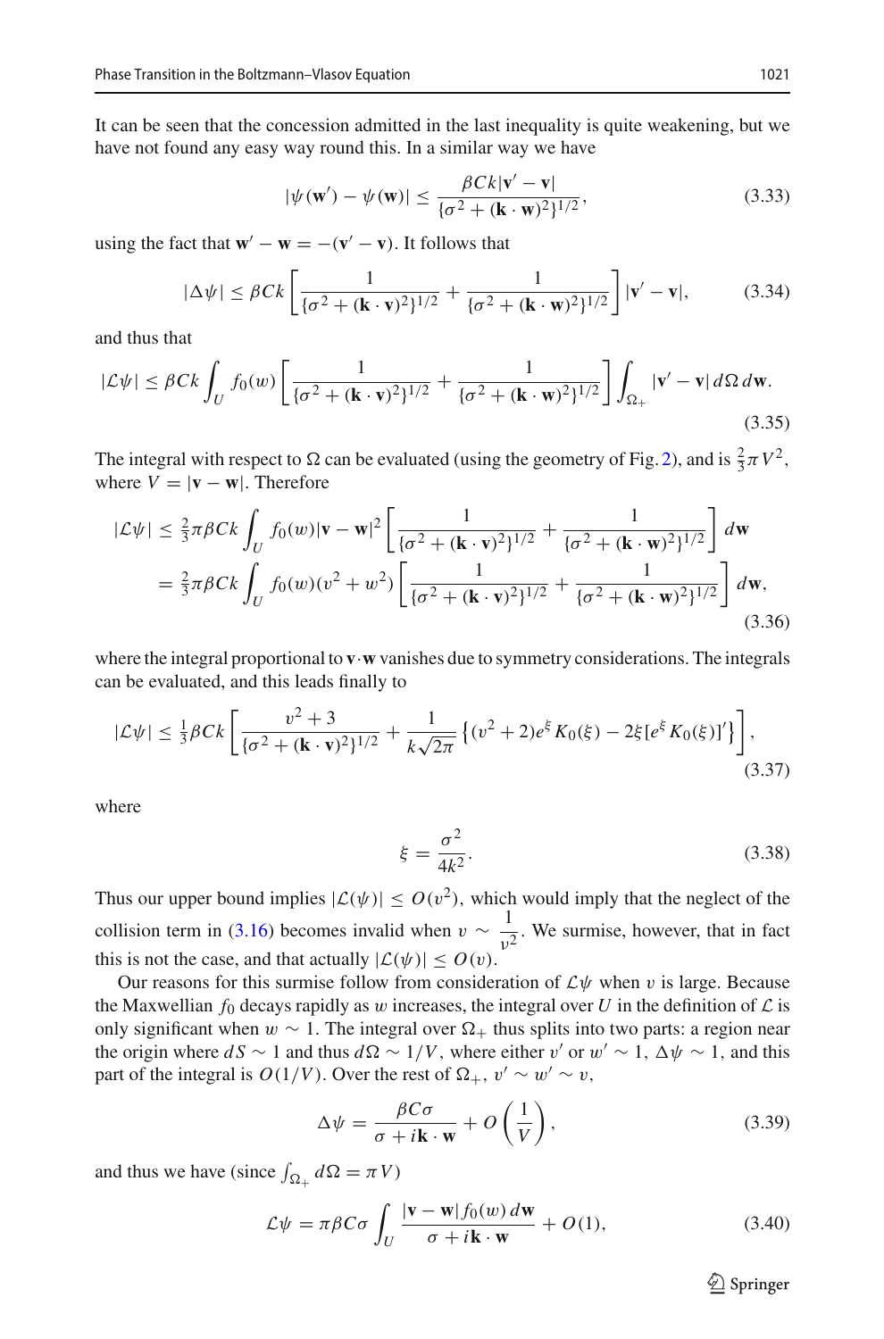It can be seen that the concession admitted in the last inequality is quite weakening, but we have not found any easy way round this. In a similar way we have

$$|\psi(\mathbf{w}') - \psi(\mathbf{w})| \le \frac{\beta C k |\mathbf{v}' - \mathbf{v}|}{\{\sigma^2 + (\mathbf{k}\cdot\mathbf{w})^2\}^{1/2}}, \tag{3.33}$$

using the fact that $\mathbf{w}' - \mathbf{w} = -(\mathbf{v}' - \mathbf{v})$. It follows that

$$|\Delta\psi| \le \beta C k \left[ \frac{1}{\{\sigma^2 + (\mathbf{k}\cdot\mathbf{v})^2\}^{1/2}} + \frac{1}{\{\sigma^2 + (\mathbf{k}\cdot\mathbf{w})^2\}^{1/2}} \right] |\mathbf{v}' - \mathbf{v}|, \tag{3.34}$$

and thus that

$$|\mathcal{L}\psi| \le \beta C k \int_U f_0(w) \left[ \frac{1}{\{\sigma^2 + (\mathbf{k}\cdot\mathbf{v})^2\}^{1/2}} + \frac{1}{\{\sigma^2 + (\mathbf{k}\cdot\mathbf{w})^2\}^{1/2}} \right] \int_{\Omega_+} |\mathbf{v}' - \mathbf{v}| \, d\Omega \, d\mathbf{w}. \tag{3.35}$$

The integral with respect to $\Omega$ can be evaluated (using the geometry of Fig. 2), and is $\frac{2}{3}\pi V^2$, where $V = |\mathbf{v} - \mathbf{w}|$. Therefore

$$\begin{aligned}
|\mathcal{L}\psi| &\le \tfrac{2}{3}\pi \beta C k \int_U f_0(w) |\mathbf{v} - \mathbf{w}|^2 \left[ \frac{1}{\{\sigma^2 + (\mathbf{k}\cdot\mathbf{v})^2\}^{1/2}} + \frac{1}{\{\sigma^2 + (\mathbf{k}\cdot\mathbf{w})^2\}^{1/2}} \right] d\mathbf{w} \\
&= \tfrac{2}{3}\pi \beta C k \int_U f_0(w) (v^2 + w^2) \left[ \frac{1}{\{\sigma^2 + (\mathbf{k}\cdot\mathbf{v})^2\}^{1/2}} + \frac{1}{\{\sigma^2 + (\mathbf{k}\cdot\mathbf{w})^2\}^{1/2}} \right] d\mathbf{w},
\end{aligned} \tag{3.36}$$

where the integral proportional to $\mathbf{v}\cdot\mathbf{w}$ vanishes due to symmetry considerations. The integrals can be evaluated, and this leads finally to

$$|\mathcal{L}\psi| \le \tfrac{1}{3}\beta C k \left[ \frac{v^2 + 3}{\{\sigma^2 + (\mathbf{k}\cdot\mathbf{v})^2\}^{1/2}} + \frac{1}{k\sqrt{2\pi}} \left\{ (v^2 + 2) e^{\xi} K_0(\xi) - 2\xi [e^{\xi} K_0(\xi)]' \right\} \right], \tag{3.37}$$

where

$$\xi = \frac{\sigma^2}{4k^2}. \tag{3.38}$$

Thus our upper bound implies $|\mathcal{L}(\psi)| \le O(v^2)$, which would imply that the neglect of the collision term in (3.16) becomes invalid when $v \sim \dfrac{1}{\nu^2}$. We surmise, however, that in fact this is not the case, and that actually $|\mathcal{L}(\psi)| \le O(v)$.

Our reasons for this surmise follow from consideration of $\mathcal{L}\psi$ when $v$ is large. Because the Maxwellian $f_0$ decays rapidly as $w$ increases, the integral over $U$ in the definition of $\mathcal{L}$ is only significant when $w \sim 1$. The integral over $\Omega_+$ thus splits into two parts: a region near the origin where $dS \sim 1$ and thus $d\Omega \sim 1/V$, where either $v'$ or $w' \sim 1$, $\Delta\psi \sim 1$, and this part of the integral is $O(1/V)$. Over the rest of $\Omega_+$, $v' \sim w' \sim v$,

$$\Delta\psi = \frac{\beta C \sigma}{\sigma + i\mathbf{k}\cdot\mathbf{w}} + O\left(\frac{1}{V}\right), \tag{3.39}$$

and thus we have (since $\int_{\Omega_+} d\Omega = \pi V$)

$$\mathcal{L}\psi = \pi \beta C \sigma \int_U \frac{|\mathbf{v} - \mathbf{w}| f_0(w) \, d\mathbf{w}}{\sigma + i\mathbf{k}\cdot\mathbf{w}} + O(1), \tag{3.40}$$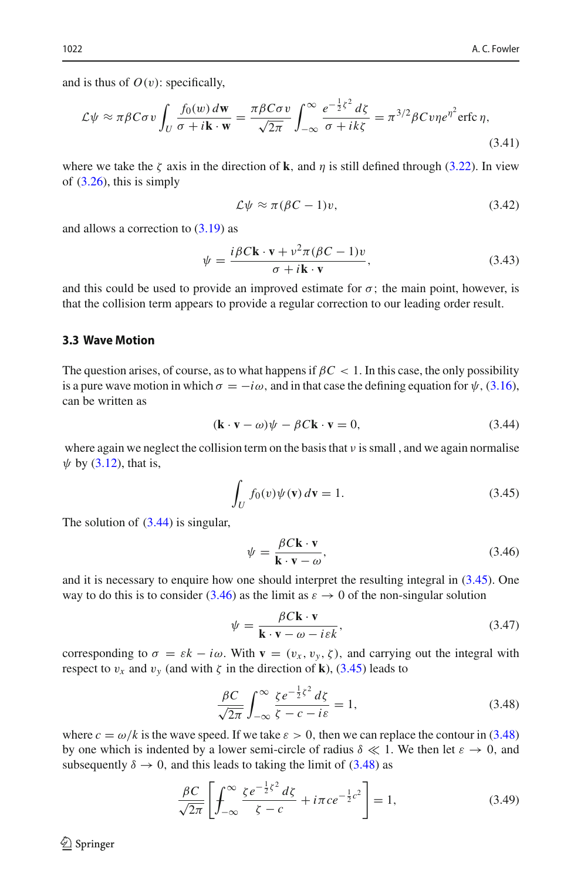and is thus of $O(\nu)$: specifically,

$$\mathcal{L}\psi \approx \pi\beta C\sigma\nu \int_U \frac{f_0(w)\,d\mathbf{w}}{\sigma + i\mathbf{k}\cdot\mathbf{w}} = \frac{\pi\beta C\sigma\nu}{\sqrt{2\pi}} \int_{-\infty}^{\infty} \frac{e^{-\frac{1}{2}\zeta^2}\,d\zeta}{\sigma + ik\zeta} = \pi^{3/2}\beta C\nu\eta e^{\eta^2}\operatorname{erfc}\eta, \tag{3.41}$$

where we take the $\zeta$ axis in the direction of $\mathbf{k}$, and $\eta$ is still defined through (3.22). In view of (3.26), this is simply

$$\mathcal{L}\psi \approx \pi(\beta C - 1)\nu, \tag{3.42}$$

and allows a correction to (3.19) as

$$\psi = \frac{i\beta C\mathbf{k}\cdot\mathbf{v} + \nu^2\pi(\beta C - 1)\nu}{\sigma + i\mathbf{k}\cdot\mathbf{v}}, \tag{3.43}$$

and this could be used to provide an improved estimate for $\sigma$; the main point, however, is that the collision term appears to provide a regular correction to our leading order result.

### 3.3 Wave Motion

The question arises, of course, as to what happens if $\beta C < 1$. In this case, the only possibility is a pure wave motion in which $\sigma = -i\omega$, and in that case the defining equation for $\psi$, (3.16), can be written as

$$(\mathbf{k}\cdot\mathbf{v} - \omega)\psi - \beta C\mathbf{k}\cdot\mathbf{v} = 0, \tag{3.44}$$

where again we neglect the collision term on the basis that $\nu$ is small , and we again normalise $\psi$ by (3.12), that is,

$$\int_U f_0(v)\psi(\mathbf{v})\,d\mathbf{v} = 1. \tag{3.45}$$

The solution of (3.44) is singular,

$$\psi = \frac{\beta C\mathbf{k}\cdot\mathbf{v}}{\mathbf{k}\cdot\mathbf{v} - \omega}, \tag{3.46}$$

and it is necessary to enquire how one should interpret the resulting integral in (3.45). One way to do this is to consider (3.46) as the limit as $\varepsilon \to 0$ of the non-singular solution

$$\psi = \frac{\beta C\mathbf{k}\cdot\mathbf{v}}{\mathbf{k}\cdot\mathbf{v} - \omega - i\varepsilon k}, \tag{3.47}$$

corresponding to $\sigma = \varepsilon k - i\omega$. With $\mathbf{v} = (v_x, v_y, \zeta)$, and carrying out the integral with respect to $v_x$ and $v_y$ (and with $\zeta$ in the direction of $\mathbf{k}$), (3.45) leads to

$$\frac{\beta C}{\sqrt{2\pi}} \int_{-\infty}^{\infty} \frac{\zeta e^{-\frac{1}{2}\zeta^2}\,d\zeta}{\zeta - c - i\varepsilon} = 1, \tag{3.48}$$

where $c = \omega/k$ is the wave speed. If we take $\varepsilon > 0$, then we can replace the contour in (3.48) by one which is indented by a lower semi-circle of radius $\delta \ll 1$. We then let $\varepsilon \to 0$, and subsequently $\delta \to 0$, and this leads to taking the limit of (3.48) as

$$\frac{\beta C}{\sqrt{2\pi}} \left[ ⨍_{-\infty}^{\infty} \frac{\zeta e^{-\frac{1}{2}\zeta^2}\,d\zeta}{\zeta - c} + i\pi c e^{-\frac{1}{2}c^2} \right] = 1, \tag{3.49}$$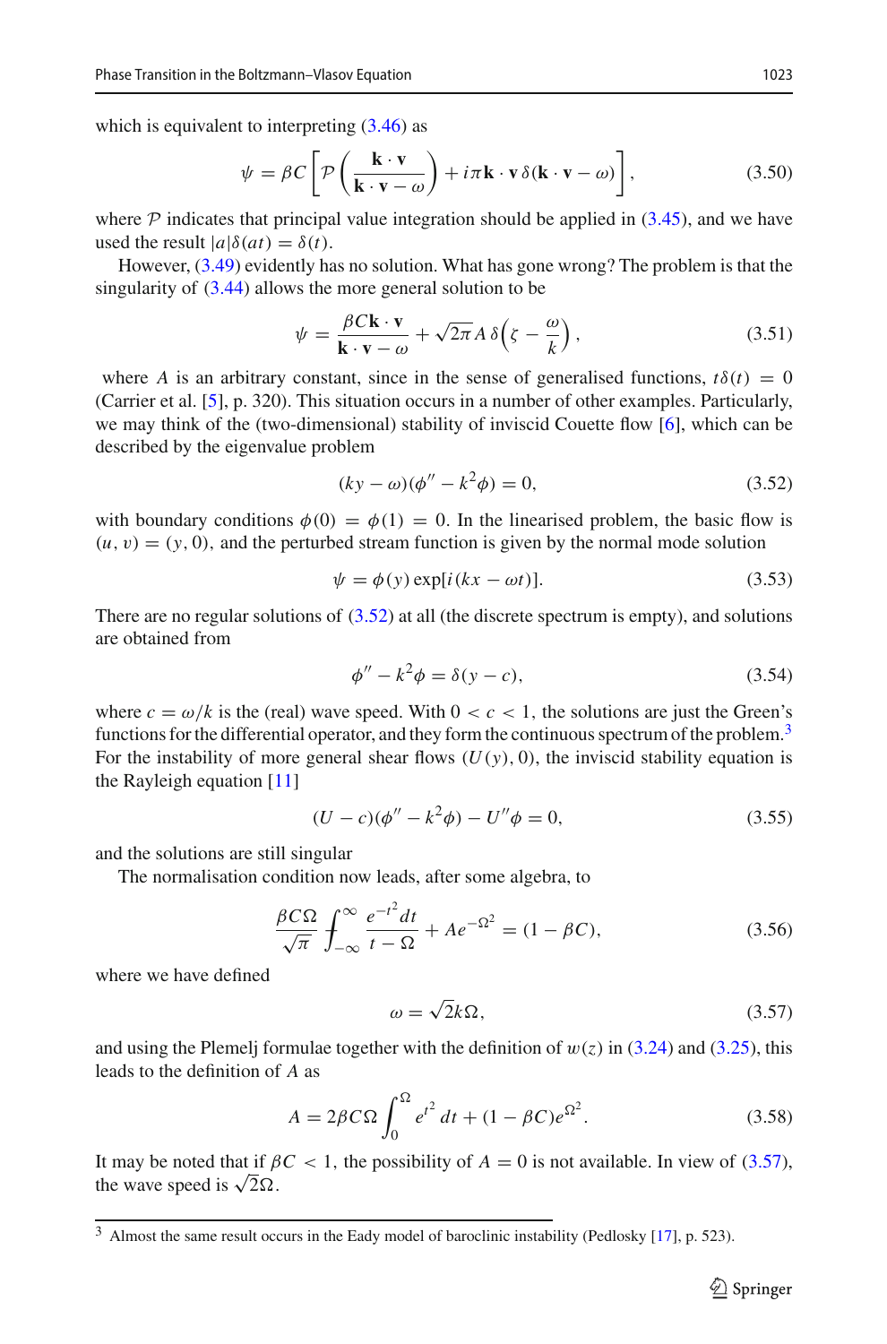which is equivalent to interpreting (3.46) as

$$\psi = \beta C \left[ \mathcal{P}\left( \frac{\mathbf{k}\cdot\mathbf{v}}{\mathbf{k}\cdot\mathbf{v}-\omega} \right) + i\pi \mathbf{k}\cdot\mathbf{v}\, \delta(\mathbf{k}\cdot\mathbf{v}-\omega) \right], \tag{3.50}$$

where $\mathcal{P}$ indicates that principal value integration should be applied in (3.45), and we have used the result $|a|\delta(at) = \delta(t)$.

However, (3.49) evidently has no solution. What has gone wrong? The problem is that the singularity of (3.44) allows the more general solution to be

$$\psi = \frac{\beta C \mathbf{k}\cdot\mathbf{v}}{\mathbf{k}\cdot\mathbf{v}-\omega} + \sqrt{2\pi} A\, \delta\Big(\zeta - \frac{\omega}{k}\Big), \tag{3.51}$$

where $A$ is an arbitrary constant, since in the sense of generalised functions, $t\delta(t) = 0$ (Carrier et al. [5], p. 320). This situation occurs in a number of other examples. Particularly, we may think of the (two-dimensional) stability of inviscid Couette flow [6], which can be described by the eigenvalue problem

$$(ky-\omega)(\phi'' - k^2\phi) = 0, \tag{3.52}$$

with boundary conditions $\phi(0) = \phi(1) = 0$. In the linearised problem, the basic flow is $(u, v) = (y, 0)$, and the perturbed stream function is given by the normal mode solution

$$\psi = \phi(y)\exp[i(kx-\omega t)]. \tag{3.53}$$

There are no regular solutions of (3.52) at all (the discrete spectrum is empty), and solutions are obtained from

$$\phi'' - k^2\phi = \delta(y-c), \tag{3.54}$$

where $c = \omega/k$ is the (real) wave speed. With $0 < c < 1$, the solutions are just the Green's functions for the differential operator, and they form the continuous spectrum of the problem.[3] For the instability of more general shear flows $(U(y), 0)$, the inviscid stability equation is the Rayleigh equation [11]

$$(U-c)(\phi'' - k^2\phi) - U''\phi = 0, \tag{3.55}$$

and the solutions are still singular

The normalisation condition now leads, after some algebra, to

$$\frac{\beta C \Omega}{\sqrt{\pi}} \fint_{-\infty}^{\infty} \frac{e^{-t^2}\,dt}{t-\Omega} + A e^{-\Omega^2} = (1-\beta C), \tag{3.56}$$

where we have defined

$$\omega = \sqrt{2}k\Omega, \tag{3.57}$$

and using the Plemelj formulae together with the definition of $w(z)$ in (3.24) and (3.25), this leads to the definition of $A$ as

$$A = 2\beta C \Omega \int_0^{\Omega} e^{t^2}\,dt + (1-\beta C)e^{\Omega^2}. \tag{3.58}$$

It may be noted that if $\beta C < 1$, the possibility of $A = 0$ is not available. In view of (3.57), the wave speed is $\sqrt{2}\Omega$.

[3] Almost the same result occurs in the Eady model of baroclinic instability (Pedlosky [17], p. 523).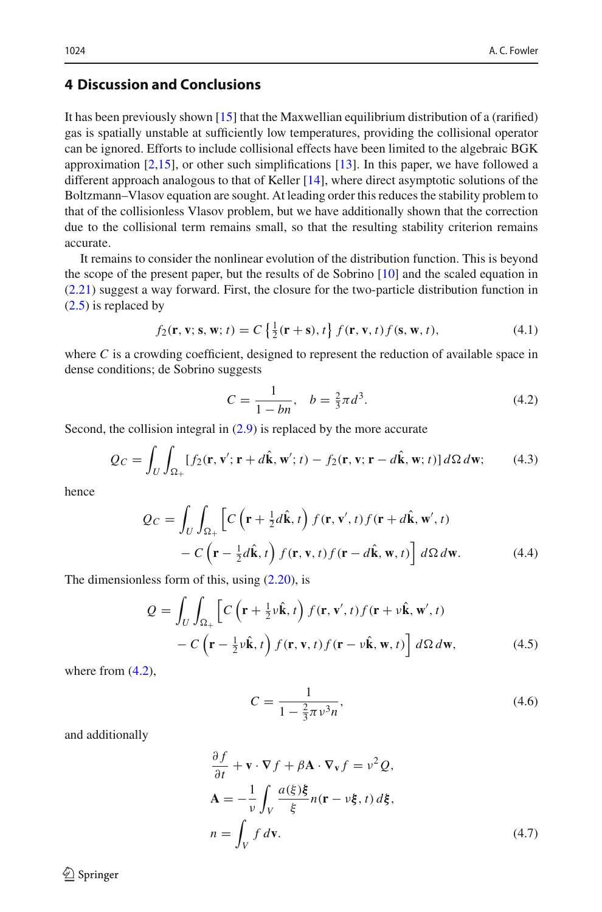## 4 Discussion and Conclusions

It has been previously shown [15] that the Maxwellian equilibrium distribution of a (rarified) gas is spatially unstable at sufficiently low temperatures, providing the collisional operator can be ignored. Efforts to include collisional effects have been limited to the algebraic BGK approximation [2,15], or other such simplifications [13]. In this paper, we have followed a different approach analogous to that of Keller [14], where direct asymptotic solutions of the Boltzmann–Vlasov equation are sought. At leading order this reduces the stability problem to that of the collisionless Vlasov problem, but we have additionally shown that the correction due to the collisional term remains small, so that the resulting stability criterion remains accurate.

It remains to consider the nonlinear evolution of the distribution function. This is beyond the scope of the present paper, but the results of de Sobrino [10] and the scaled equation in (2.21) suggest a way forward. First, the closure for the two-particle distribution function in (2.5) is replaced by

$$f_2(\mathbf{r}, \mathbf{v}; \mathbf{s}, \mathbf{w}; t) = C\left\{\tfrac{1}{2}(\mathbf{r} + \mathbf{s}), t\right\} f(\mathbf{r}, \mathbf{v}, t) f(\mathbf{s}, \mathbf{w}, t), \tag{4.1}$$

where $C$ is a crowding coefficient, designed to represent the reduction of available space in dense conditions; de Sobrino suggests

$$C = \frac{1}{1 - bn}, \quad b = \tfrac{2}{3}\pi d^3. \tag{4.2}$$

Second, the collision integral in (2.9) is replaced by the more accurate

$$Q_C = \int_U \int_{\Omega_+} [f_2(\mathbf{r}, \mathbf{v}'; \mathbf{r} + d\hat{\mathbf{k}}, \mathbf{w}'; t) - f_2(\mathbf{r}, \mathbf{v}; \mathbf{r} - d\hat{\mathbf{k}}, \mathbf{w}; t)]\, d\Omega\, d\mathbf{w}; \tag{4.3}$$

hence

$$\begin{aligned} Q_C = \int_U \int_{\Omega_+} \Big[ & C\left(\mathbf{r} + \tfrac{1}{2}d\hat{\mathbf{k}}, t\right) f(\mathbf{r}, \mathbf{v}', t) f(\mathbf{r} + d\hat{\mathbf{k}}, \mathbf{w}', t) \\ & - C\left(\mathbf{r} - \tfrac{1}{2}d\hat{\mathbf{k}}, t\right) f(\mathbf{r}, \mathbf{v}, t) f(\mathbf{r} - d\hat{\mathbf{k}}, \mathbf{w}, t)\Big]\, d\Omega\, d\mathbf{w}. \end{aligned} \tag{4.4}$$

The dimensionless form of this, using (2.20), is

$$\begin{aligned} Q = \int_U \int_{\Omega_+} \Big[ & C\left(\mathbf{r} + \tfrac{1}{2}\nu\hat{\mathbf{k}}, t\right) f(\mathbf{r}, \mathbf{v}', t) f(\mathbf{r} + \nu\hat{\mathbf{k}}, \mathbf{w}', t) \\ & - C\left(\mathbf{r} - \tfrac{1}{2}\nu\hat{\mathbf{k}}, t\right) f(\mathbf{r}, \mathbf{v}, t) f(\mathbf{r} - \nu\hat{\mathbf{k}}, \mathbf{w}, t)\Big]\, d\Omega\, d\mathbf{w}, \end{aligned} \tag{4.5}$$

where from (4.2),

$$C = \frac{1}{1 - \frac{2}{3}\pi\nu^3 n}, \tag{4.6}$$

and additionally

$$\begin{aligned} & \frac{\partial f}{\partial t} + \mathbf{v}\cdot\nabla f + \beta\mathbf{A}\cdot\nabla_{\mathbf{v}} f = \nu^2 Q, \\ & \mathbf{A} = -\frac{1}{\nu}\int_V \frac{a(\xi)\boldsymbol{\xi}}{\xi} n(\mathbf{r} - \nu\boldsymbol{\xi}, t)\, d\boldsymbol{\xi}, \\ & n = \int_V f\, d\mathbf{v}. \end{aligned} \tag{4.7}$$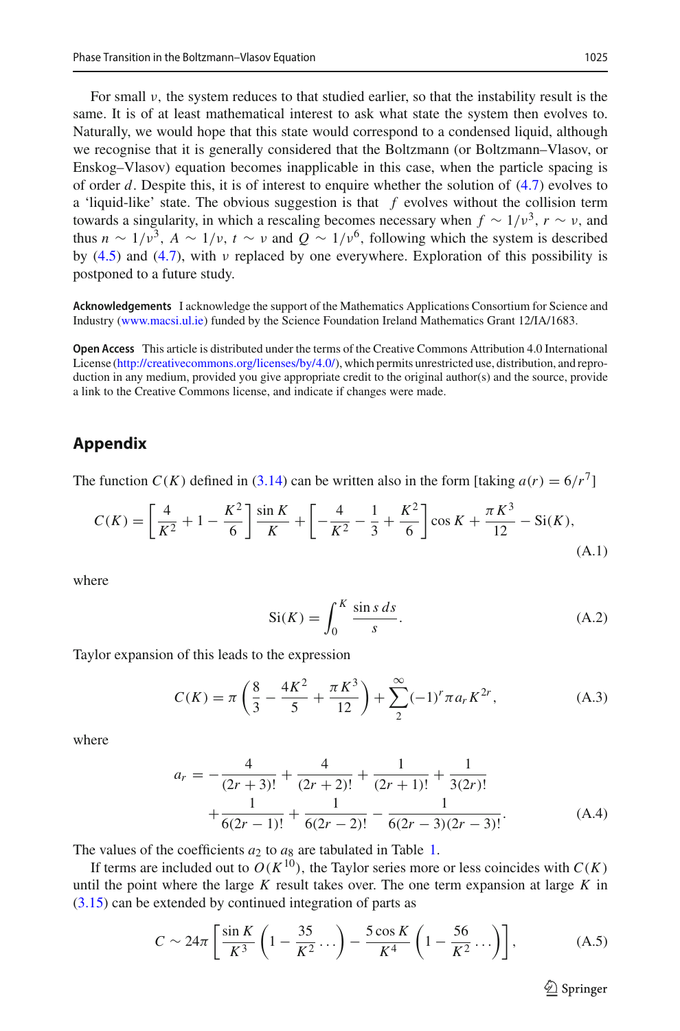For small $\nu$, the system reduces to that studied earlier, so that the instability result is the same. It is of at least mathematical interest to ask what state the system then evolves to. Naturally, we would hope that this state would correspond to a condensed liquid, although we recognise that it is generally considered that the Boltzmann (or Boltzmann–Vlasov, or Enskog–Vlasov) equation becomes inapplicable in this case, when the particle spacing is of order $d$. Despite this, it is of interest to enquire whether the solution of (4.7) evolves to a 'liquid-like' state. The obvious suggestion is that $f$ evolves without the collision term towards a singularity, in which a rescaling becomes necessary when $f \sim 1/\nu^3$, $r \sim \nu$, and thus $n \sim 1/\nu^3$, $A \sim 1/\nu$, $t \sim \nu$ and $Q \sim 1/\nu^6$, following which the system is described by (4.5) and (4.7), with $\nu$ replaced by one everywhere. Exploration of this possibility is postponed to a future study.

**Acknowledgements** I acknowledge the support of the Mathematics Applications Consortium for Science and Industry (www.macsi.ul.ie) funded by the Science Foundation Ireland Mathematics Grant 12/IA/1683.

**Open Access** This article is distributed under the terms of the Creative Commons Attribution 4.0 International License (http://creativecommons.org/licenses/by/4.0/), which permits unrestricted use, distribution, and reproduction in any medium, provided you give appropriate credit to the original author(s) and the source, provide a link to the Creative Commons license, and indicate if changes were made.

## Appendix

The function $C(K)$ defined in (3.14) can be written also in the form [taking $a(r) = 6/r^7$]

$$C(K) = \left[\frac{4}{K^2} + 1 - \frac{K^2}{6}\right]\frac{\sin K}{K} + \left[-\frac{4}{K^2} - \frac{1}{3} + \frac{K^2}{6}\right]\cos K + \frac{\pi K^3}{12} - \text{Si}(K), \tag{A.1}$$

where

$$\text{Si}(K) = \int_0^K \frac{\sin s\, ds}{s}. \tag{A.2}$$

Taylor expansion of this leads to the expression

$$C(K) = \pi\left(\frac{8}{3} - \frac{4K^2}{5} + \frac{\pi K^3}{12}\right) + \sum_2^\infty (-1)^r \pi a_r K^{2r}, \tag{A.3}$$

where

$$a_r = -\frac{4}{(2r+3)!} + \frac{4}{(2r+2)!} + \frac{1}{(2r+1)!} + \frac{1}{3(2r)!} + \frac{1}{6(2r-1)!} + \frac{1}{6(2r-2)!} - \frac{1}{6(2r-3)(2r-3)!}. \tag{A.4}$$

The values of the coefficients $a_2$ to $a_8$ are tabulated in Table 1.

If terms are included out to $O(K^{10})$, the Taylor series more or less coincides with $C(K)$ until the point where the large $K$ result takes over. The one term expansion at large $K$ in (3.15) can be extended by continued integration of parts as

$$C \sim 24\pi\left[\frac{\sin K}{K^3}\left(1 - \frac{35}{K^2}\ldots\right) - \frac{5\cos K}{K^4}\left(1 - \frac{56}{K^2}\ldots\right)\right], \tag{A.5}$$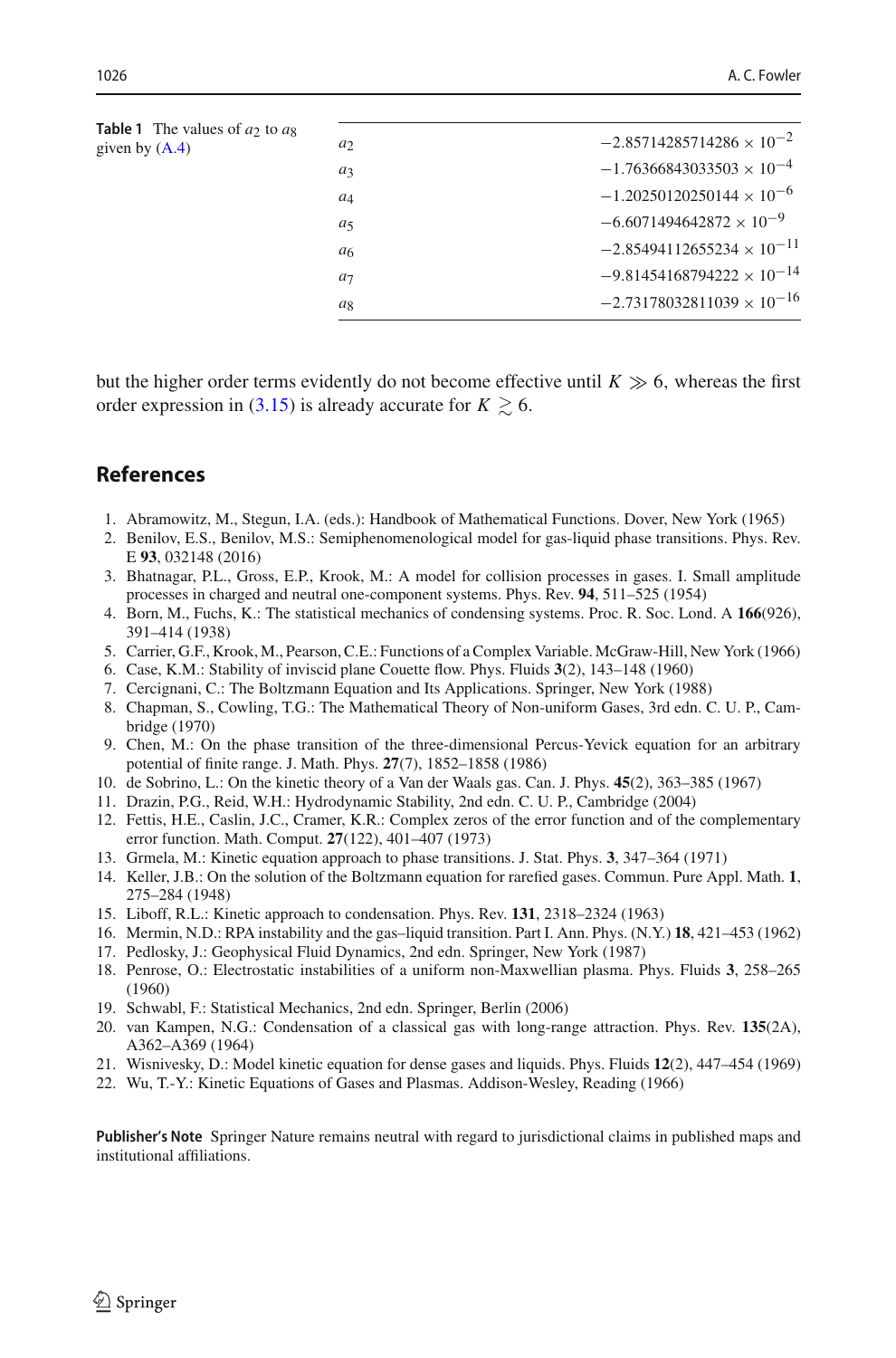**Table 1** The values of $a_2$ to $a_8$ given by (A.4)

| | |
|---|---|
| $a_2$ | $-2.85714285714286 \times 10^{-2}$ |
| $a_3$ | $-1.76366843033503 \times 10^{-4}$ |
| $a_4$ | $-1.20250120250144 \times 10^{-6}$ |
| $a_5$ | $-6.6071494642872 \times 10^{-9}$ |
| $a_6$ | $-2.85494112655234 \times 10^{-11}$ |
| $a_7$ | $-9.81454168794222 \times 10^{-14}$ |
| $a_8$ | $-2.73178032811039 \times 10^{-16}$ |

but the higher order terms evidently do not become effective until $K \gg 6$, whereas the first order expression in (3.15) is already accurate for $K \gtrsim 6$.

## References

1. Abramowitz, M., Stegun, I.A. (eds.): Handbook of Mathematical Functions. Dover, New York (1965)
2. Benilov, E.S., Benilov, M.S.: Semiphenomenological model for gas-liquid phase transitions. Phys. Rev. E **93**, 032148 (2016)
3. Bhatnagar, P.L., Gross, E.P., Krook, M.: A model for collision processes in gases. I. Small amplitude processes in charged and neutral one-component systems. Phys. Rev. **94**, 511–525 (1954)
4. Born, M., Fuchs, K.: The statistical mechanics of condensing systems. Proc. R. Soc. Lond. A **166**(926), 391–414 (1938)
5. Carrier, G.F., Krook, M., Pearson, C.E.: Functions of a Complex Variable. McGraw-Hill, New York (1966)
6. Case, K.M.: Stability of inviscid plane Couette flow. Phys. Fluids **3**(2), 143–148 (1960)
7. Cercignani, C.: The Boltzmann Equation and Its Applications. Springer, New York (1988)
8. Chapman, S., Cowling, T.G.: The Mathematical Theory of Non-uniform Gases, 3rd edn. C. U. P., Cambridge (1970)
9. Chen, M.: On the phase transition of the three-dimensional Percus-Yevick equation for an arbitrary potential of finite range. J. Math. Phys. **27**(7), 1852–1858 (1986)
10. de Sobrino, L.: On the kinetic theory of a Van der Waals gas. Can. J. Phys. **45**(2), 363–385 (1967)
11. Drazin, P.G., Reid, W.H.: Hydrodynamic Stability, 2nd edn. C. U. P., Cambridge (2004)
12. Fettis, H.E., Caslin, J.C., Cramer, K.R.: Complex zeros of the error function and of the complementary error function. Math. Comput. **27**(122), 401–407 (1973)
13. Grmela, M.: Kinetic equation approach to phase transitions. J. Stat. Phys. **3**, 347–364 (1971)
14. Keller, J.B.: On the solution of the Boltzmann equation for rarefied gases. Commun. Pure Appl. Math. **1**, 275–284 (1948)
15. Liboff, R.L.: Kinetic approach to condensation. Phys. Rev. **131**, 2318–2324 (1963)
16. Mermin, N.D.: RPA instability and the gas–liquid transition. Part I. Ann. Phys. (N.Y.) **18**, 421–453 (1962)
17. Pedlosky, J.: Geophysical Fluid Dynamics, 2nd edn. Springer, New York (1987)
18. Penrose, O.: Electrostatic instabilities of a uniform non-Maxwellian plasma. Phys. Fluids **3**, 258–265 (1960)
19. Schwabl, F.: Statistical Mechanics, 2nd edn. Springer, Berlin (2006)
20. van Kampen, N.G.: Condensation of a classical gas with long-range attraction. Phys. Rev. **135**(2A), A362–A369 (1964)
21. Wisnivesky, D.: Model kinetic equation for dense gases and liquids. Phys. Fluids **12**(2), 447–454 (1969)
22. Wu, T.-Y.: Kinetic Equations of Gases and Plasmas. Addison-Wesley, Reading (1966)

**Publisher's Note** Springer Nature remains neutral with regard to jurisdictional claims in published maps and institutional affiliations.